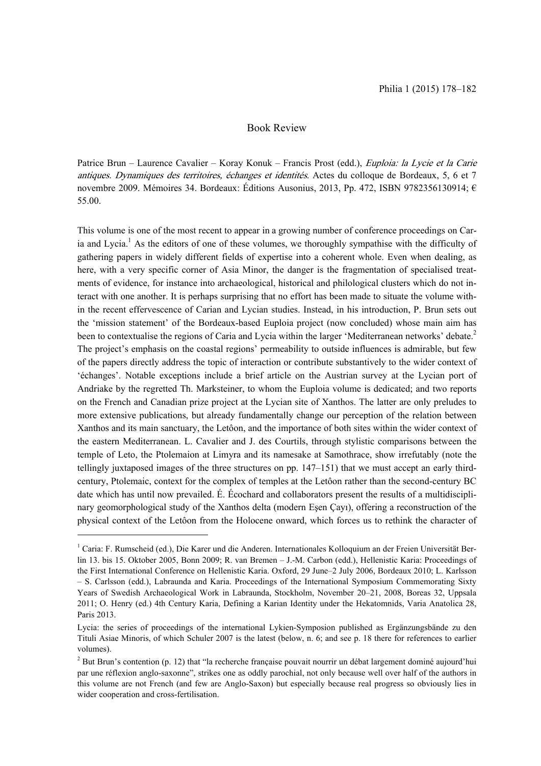## Book Review

Patrice Brun – Laurence Cavalier – Koray Konuk – Francis Prost (edd.), *Euploia: la Lycie et la Carie antiques. Dynamiques des territoires, échanges et identités*. Actes du colloque de Bordeaux, 5, 6 et 7 novembre 2009. Mémoires 34. Bordeaux: Éditions Ausonius, 2013, Pp. 472, ISBN 9782356130914; € 55.00.

This volume is one of the most recent to appear in a growing number of conference proceedings on Caria and Lycia.[1] As the editors of one of these volumes, we thoroughly sympathise with the difficulty of gathering papers in widely different fields of expertise into a coherent whole. Even when dealing, as here, with a very specific corner of Asia Minor, the danger is the fragmentation of specialised treatments of evidence, for instance into archaeological, historical and philological clusters which do not interact with one another. It is perhaps surprising that no effort has been made to situate the volume within the recent effervescence of Carian and Lycian studies. Instead, in his introduction, P. Brun sets out the 'mission statement' of the Bordeaux-based Euploia project (now concluded) whose main aim has been to contextualise the regions of Caria and Lycia within the larger 'Mediterranean networks' debate.[2] The project's emphasis on the coastal regions' permeability to outside influences is admirable, but few of the papers directly address the topic of interaction or contribute substantively to the wider context of 'échanges'. Notable exceptions include a brief article on the Austrian survey at the Lycian port of Andriake by the regretted Th. Marksteiner, to whom the Euploia volume is dedicated; and two reports on the French and Canadian prize project at the Lycian site of Xanthos. The latter are only preludes to more extensive publications, but already fundamentally change our perception of the relation between Xanthos and its main sanctuary, the Letôon, and the importance of both sites within the wider context of the eastern Mediterranean. L. Cavalier and J. des Courtils, through stylistic comparisons between the temple of Leto, the Ptolemaion at Limyra and its namesake at Samothrace, show irrefutably (note the tellingly juxtaposed images of the three structures on pp. 147–151) that we must accept an early third-century, Ptolemaic, context for the complex of temples at the Letôon rather than the second-century BC date which has until now prevailed. É. Écochard and collaborators present the results of a multidisciplinary geomorphological study of the Xanthos delta (modern Eşen Çayı), offering a reconstruction of the physical context of the Letôon from the Holocene onward, which forces us to rethink the character of

---

[1] Caria: F. Rumscheid (ed.), Die Karer und die Anderen. Internationales Kolloquium an der Freien Universität Berlin 13. bis 15. Oktober 2005, Bonn 2009; R. van Bremen – J.-M. Carbon (edd.), Hellenistic Karia: Proceedings of the First International Conference on Hellenistic Karia. Oxford, 29 June–2 July 2006, Bordeaux 2010; L. Karlsson – S. Carlsson (edd.), Labraunda and Karia. Proceedings of the International Symposium Commemorating Sixty Years of Swedish Archaeological Work in Labraunda, Stockholm, November 20–21, 2008, Boreas 32, Uppsala 2011; O. Henry (ed.) 4th Century Karia, Defining a Karian Identity under the Hekatomnids, Varia Anatolica 28, Paris 2013.

Lycia: the series of proceedings of the international Lykien-Symposion published as Ergänzungsbände zu den Tituli Asiae Minoris, of which Schuler 2007 is the latest (below, n. 6; and see p. 18 there for references to earlier volumes).

[2] But Brun's contention (p. 12) that "la recherche française pouvait nourrir un débat largement dominé aujourd'hui par une réflexion anglo-saxonne", strikes one as oddly parochial, not only because well over half of the authors in this volume are not French (and few are Anglo-Saxon) but especially because real progress so obviously lies in wider cooperation and cross-fertilisation.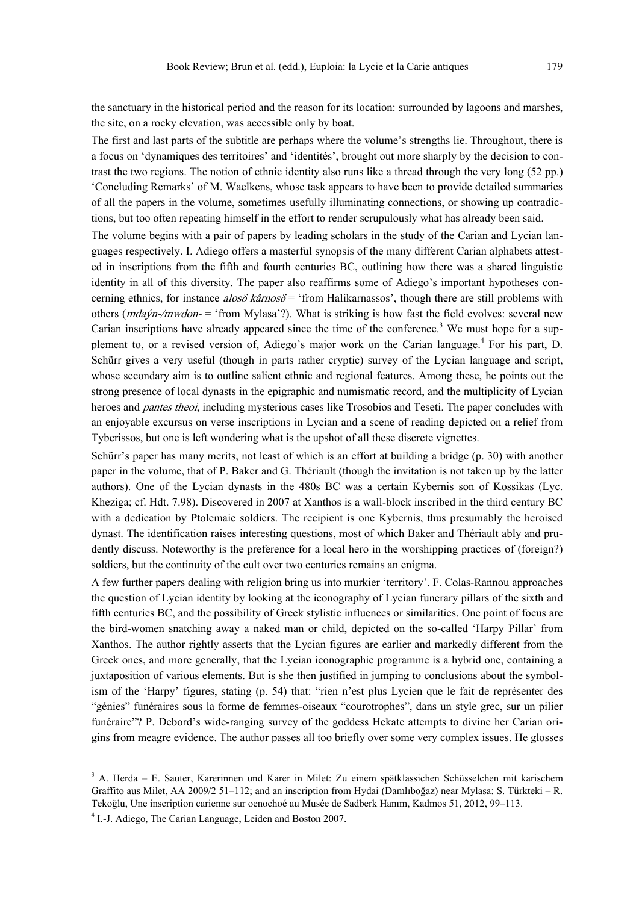the sanctuary in the historical period and the reason for its location: surrounded by lagoons and marshes, the site, on a rocky elevation, was accessible only by boat.

The first and last parts of the subtitle are perhaps where the volume's strengths lie. Throughout, there is a focus on 'dynamiques des territoires' and 'identités', brought out more sharply by the decision to contrast the two regions. The notion of ethnic identity also runs like a thread through the very long (52 pp.) 'Concluding Remarks' of M. Waelkens, whose task appears to have been to provide detailed summaries of all the papers in the volume, sometimes usefully illuminating connections, or showing up contradictions, but too often repeating himself in the effort to render scrupulously what has already been said.

The volume begins with a pair of papers by leading scholars in the study of the Carian and Lycian languages respectively. I. Adiego offers a masterful synopsis of the many different Carian alphabets attested in inscriptions from the fifth and fourth centuries BC, outlining how there was a shared linguistic identity in all of this diversity. The paper also reaffirms some of Adiego's important hypotheses concerning ethnics, for instance *alosδ kârnosδ* = 'from Halikarnassos', though there are still problems with others (*mdaýn-/mwdon-* = 'from Mylasa'?). What is striking is how fast the field evolves: several new Carian inscriptions have already appeared since the time of the conference.[3] We must hope for a supplement to, or a revised version of, Adiego's major work on the Carian language.[4] For his part, D. Schürr gives a very useful (though in parts rather cryptic) survey of the Lycian language and script, whose secondary aim is to outline salient ethnic and regional features. Among these, he points out the strong presence of local dynasts in the epigraphic and numismatic record, and the multiplicity of Lycian heroes and *pantes theoi*, including mysterious cases like Trosobios and Teseti. The paper concludes with an enjoyable excursus on verse inscriptions in Lycian and a scene of reading depicted on a relief from Tyberissos, but one is left wondering what is the upshot of all these discrete vignettes.

Schürr's paper has many merits, not least of which is an effort at building a bridge (p. 30) with another paper in the volume, that of P. Baker and G. Thériault (though the invitation is not taken up by the latter authors). One of the Lycian dynasts in the 480s BC was a certain Kybernis son of Kossikas (Lyc. Kheziga; cf. Hdt. 7.98). Discovered in 2007 at Xanthos is a wall-block inscribed in the third century BC with a dedication by Ptolemaic soldiers. The recipient is one Kybernis, thus presumably the heroised dynast. The identification raises interesting questions, most of which Baker and Thériault ably and prudently discuss. Noteworthy is the preference for a local hero in the worshipping practices of (foreign?) soldiers, but the continuity of the cult over two centuries remains an enigma.

A few further papers dealing with religion bring us into murkier 'territory'. F. Colas-Rannou approaches the question of Lycian identity by looking at the iconography of Lycian funerary pillars of the sixth and fifth centuries BC, and the possibility of Greek stylistic influences or similarities. One point of focus are the bird-women snatching away a naked man or child, depicted on the so-called 'Harpy Pillar' from Xanthos. The author rightly asserts that the Lycian figures are earlier and markedly different from the Greek ones, and more generally, that the Lycian iconographic programme is a hybrid one, containing a juxtaposition of various elements. But is she then justified in jumping to conclusions about the symbolism of the 'Harpy' figures, stating (p. 54) that: "rien n'est plus Lycien que le fait de représenter des "génies" funéraires sous la forme de femmes-oiseaux "courotrophes", dans un style grec, sur un pilier funéraire"? P. Debord's wide-ranging survey of the goddess Hekate attempts to divine her Carian origins from meagre evidence. The author passes all too briefly over some very complex issues. He glosses

---

[3] A. Herda – E. Sauter, Karerinnen und Karer in Milet: Zu einem spätklassichen Schüsselchen mit karischem Graffito aus Milet, AA 2009/2 51–112; and an inscription from Hydai (Damlıboğaz) near Mylasa: S. Türkteki – R. Tekoğlu, Une inscription carienne sur oenochoé au Musée de Sadberk Hanım, Kadmos 51, 2012, 99–113.

[4] I.-J. Adiego, The Carian Language, Leiden and Boston 2007.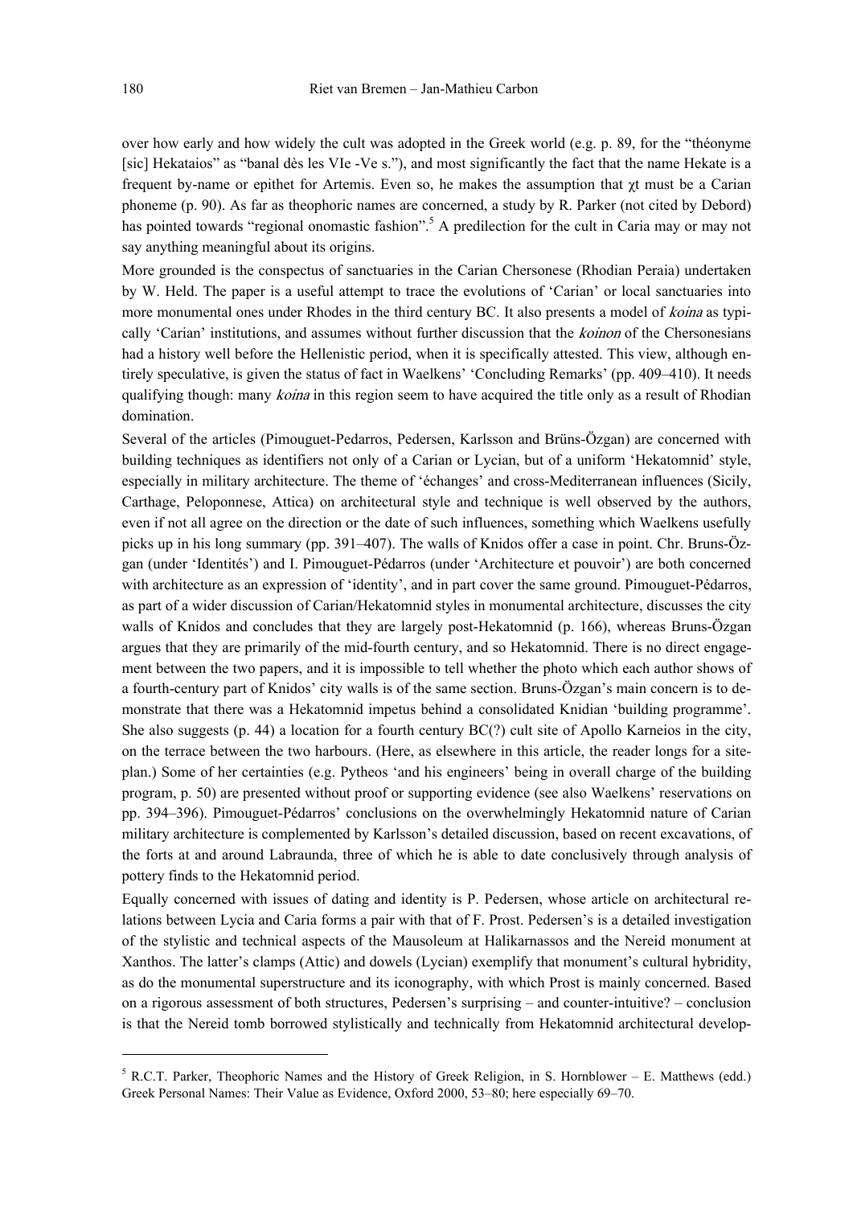over how early and how widely the cult was adopted in the Greek world (e.g. p. 89, for the "théonyme [sic] Hekataios" as "banal dès les VIe -Ve s."), and most significantly the fact that the name Hekate is a frequent by-name or epithet for Artemis. Even so, he makes the assumption that χt must be a Carian phoneme (p. 90). As far as theophoric names are concerned, a study by R. Parker (not cited by Debord) has pointed towards "regional onomastic fashion".[5] A predilection for the cult in Caria may or may not say anything meaningful about its origins.

More grounded is the conspectus of sanctuaries in the Carian Chersonese (Rhodian Peraia) undertaken by W. Held. The paper is a useful attempt to trace the evolutions of 'Carian' or local sanctuaries into more monumental ones under Rhodes in the third century BC. It also presents a model of *koina* as typically 'Carian' institutions, and assumes without further discussion that the *koinon* of the Chersonesians had a history well before the Hellenistic period, when it is specifically attested. This view, although entirely speculative, is given the status of fact in Waelkens' 'Concluding Remarks' (pp. 409–410). It needs qualifying though: many *koina* in this region seem to have acquired the title only as a result of Rhodian domination.

Several of the articles (Pimouguet-Pedarros, Pedersen, Karlsson and Brüns-Özgan) are concerned with building techniques as identifiers not only of a Carian or Lycian, but of a uniform 'Hekatomnid' style, especially in military architecture. The theme of 'échanges' and cross-Mediterranean influences (Sicily, Carthage, Peloponnese, Attica) on architectural style and technique is well observed by the authors, even if not all agree on the direction or the date of such influences, something which Waelkens usefully picks up in his long summary (pp. 391–407). The walls of Knidos offer a case in point. Chr. Bruns-Özgan (under 'Identités') and I. Pimouguet-Pédarros (under 'Architecture et pouvoir') are both concerned with architecture as an expression of 'identity', and in part cover the same ground. Pimouguet-Pédarros, as part of a wider discussion of Carian/Hekatomnid styles in monumental architecture, discusses the city walls of Knidos and concludes that they are largely post-Hekatomnid (p. 166), whereas Bruns-Özgan argues that they are primarily of the mid-fourth century, and so Hekatomnid. There is no direct engagement between the two papers, and it is impossible to tell whether the photo which each author shows of a fourth-century part of Knidos' city walls is of the same section. Bruns-Özgan's main concern is to demonstrate that there was a Hekatomnid impetus behind a consolidated Knidian 'building programme'. She also suggests (p. 44) a location for a fourth century BC(?) cult site of Apollo Karneios in the city, on the terrace between the two harbours. (Here, as elsewhere in this article, the reader longs for a site-plan.) Some of her certainties (e.g. Pytheos 'and his engineers' being in overall charge of the building program, p. 50) are presented without proof or supporting evidence (see also Waelkens' reservations on pp. 394–396). Pimouguet-Pédarros' conclusions on the overwhelmingly Hekatomnid nature of Carian military architecture is complemented by Karlsson's detailed discussion, based on recent excavations, of the forts at and around Labraunda, three of which he is able to date conclusively through analysis of pottery finds to the Hekatomnid period.

Equally concerned with issues of dating and identity is P. Pedersen, whose article on architectural relations between Lycia and Caria forms a pair with that of F. Prost. Pedersen's is a detailed investigation of the stylistic and technical aspects of the Mausoleum at Halikarnassos and the Nereid monument at Xanthos. The latter's clamps (Attic) and dowels (Lycian) exemplify that monument's cultural hybridity, as do the monumental superstructure and its iconography, with which Prost is mainly concerned. Based on a rigorous assessment of both structures, Pedersen's surprising – and counter-intuitive? – conclusion is that the Nereid tomb borrowed stylistically and technically from Hekatomnid architectural develop-

[5] R.C.T. Parker, Theophoric Names and the History of Greek Religion, in S. Hornblower – E. Matthews (edd.) Greek Personal Names: Their Value as Evidence, Oxford 2000, 53–80; here especially 69–70.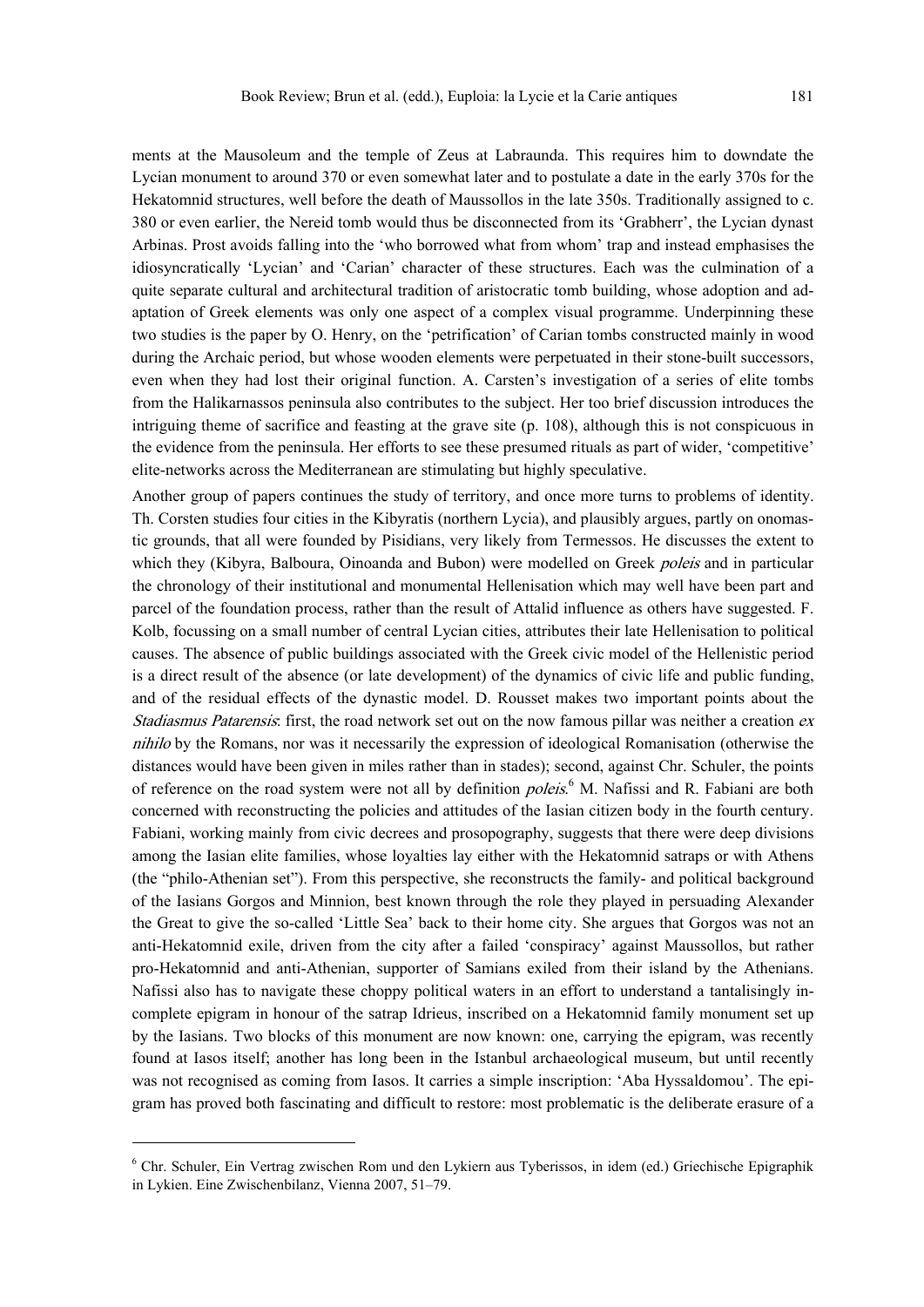ments at the Mausoleum and the temple of Zeus at Labraunda. This requires him to downdate the Lycian monument to around 370 or even somewhat later and to postulate a date in the early 370s for the Hekatomnid structures, well before the death of Maussollos in the late 350s. Traditionally assigned to c. 380 or even earlier, the Nereid tomb would thus be disconnected from its 'Grabherr', the Lycian dynast Arbinas. Prost avoids falling into the 'who borrowed what from whom' trap and instead emphasises the idiosyncratically 'Lycian' and 'Carian' character of these structures. Each was the culmination of a quite separate cultural and architectural tradition of aristocratic tomb building, whose adoption and adaptation of Greek elements was only one aspect of a complex visual programme. Underpinning these two studies is the paper by O. Henry, on the 'petrification' of Carian tombs constructed mainly in wood during the Archaic period, but whose wooden elements were perpetuated in their stone-built successors, even when they had lost their original function. A. Carsten's investigation of a series of elite tombs from the Halikarnassos peninsula also contributes to the subject. Her too brief discussion introduces the intriguing theme of sacrifice and feasting at the grave site (p. 108), although this is not conspicuous in the evidence from the peninsula. Her efforts to see these presumed rituals as part of wider, 'competitive' elite-networks across the Mediterranean are stimulating but highly speculative.

Another group of papers continues the study of territory, and once more turns to problems of identity. Th. Corsten studies four cities in the Kibyratis (northern Lycia), and plausibly argues, partly on onomastic grounds, that all were founded by Pisidians, very likely from Termessos. He discusses the extent to which they (Kibyra, Balboura, Oinoanda and Bubon) were modelled on Greek *poleis* and in particular the chronology of their institutional and monumental Hellenisation which may well have been part and parcel of the foundation process, rather than the result of Attalid influence as others have suggested. F. Kolb, focussing on a small number of central Lycian cities, attributes their late Hellenisation to political causes. The absence of public buildings associated with the Greek civic model of the Hellenistic period is a direct result of the absence (or late development) of the dynamics of civic life and public funding, and of the residual effects of the dynastic model. D. Rousset makes two important points about the *Stadiasmus Patarensis*: first, the road network set out on the now famous pillar was neither a creation *ex nihilo* by the Romans, nor was it necessarily the expression of ideological Romanisation (otherwise the distances would have been given in miles rather than in stades); second, against Chr. Schuler, the points of reference on the road system were not all by definition *poleis*.[6] M. Nafissi and R. Fabiani are both concerned with reconstructing the policies and attitudes of the Iasian citizen body in the fourth century. Fabiani, working mainly from civic decrees and prosopography, suggests that there were deep divisions among the Iasian elite families, whose loyalties lay either with the Hekatomnid satraps or with Athens (the "philo-Athenian set"). From this perspective, she reconstructs the family- and political background of the Iasians Gorgos and Minnion, best known through the role they played in persuading Alexander the Great to give the so-called 'Little Sea' back to their home city. She argues that Gorgos was not an anti-Hekatomnid exile, driven from the city after a failed 'conspiracy' against Maussollos, but rather pro-Hekatomnid and anti-Athenian, supporter of Samians exiled from their island by the Athenians. Nafissi also has to navigate these choppy political waters in an effort to understand a tantalisingly incomplete epigram in honour of the satrap Idrieus, inscribed on a Hekatomnid family monument set up by the Iasians. Two blocks of this monument are now known: one, carrying the epigram, was recently found at Iasos itself; another has long been in the Istanbul archaeological museum, but until recently was not recognised as coming from Iasos. It carries a simple inscription: 'Aba Hyssaldomou'. The epigram has proved both fascinating and difficult to restore: most problematic is the deliberate erasure of a

---

[6] Chr. Schuler, Ein Vertrag zwischen Rom und den Lykiern aus Tyberissos, in idem (ed.) Griechische Epigraphik in Lykien. Eine Zwischenbilanz, Vienna 2007, 51–79.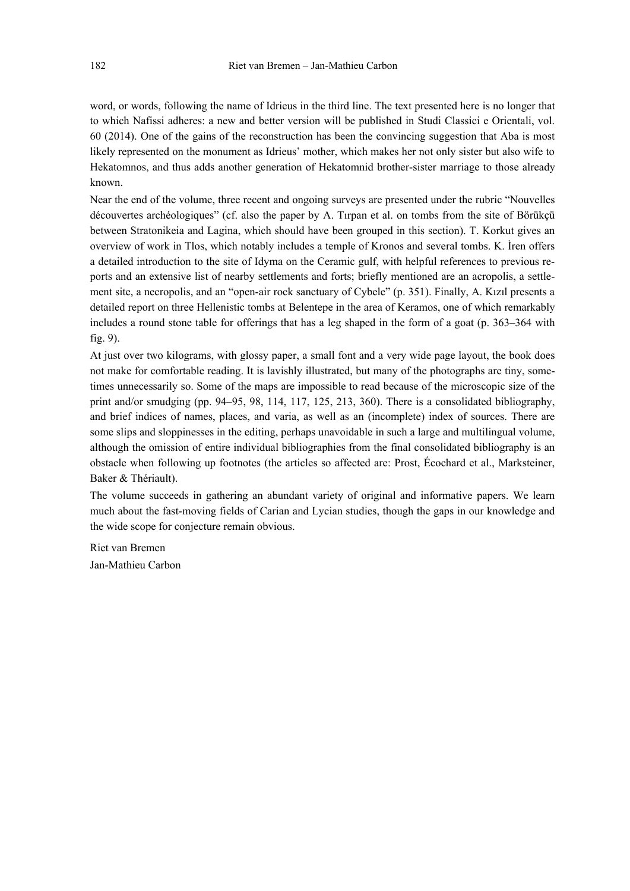word, or words, following the name of Idrieus in the third line. The text presented here is no longer that to which Nafissi adheres: a new and better version will be published in Studi Classici e Orientali, vol. 60 (2014). One of the gains of the reconstruction has been the convincing suggestion that Aba is most likely represented on the monument as Idrieus' mother, which makes her not only sister but also wife to Hekatomnos, and thus adds another generation of Hekatomnid brother-sister marriage to those already known.

Near the end of the volume, three recent and ongoing surveys are presented under the rubric "Nouvelles découvertes archéologiques" (cf. also the paper by A. Tırpan et al. on tombs from the site of Börükçü between Stratonikeia and Lagina, which should have been grouped in this section). T. Korkut gives an overview of work in Tlos, which notably includes a temple of Kronos and several tombs. K. İren offers a detailed introduction to the site of Idyma on the Ceramic gulf, with helpful references to previous reports and an extensive list of nearby settlements and forts; briefly mentioned are an acropolis, a settlement site, a necropolis, and an "open-air rock sanctuary of Cybele" (p. 351). Finally, A. Kızıl presents a detailed report on three Hellenistic tombs at Belentepe in the area of Keramos, one of which remarkably includes a round stone table for offerings that has a leg shaped in the form of a goat (p. 363–364 with fig. 9).

At just over two kilograms, with glossy paper, a small font and a very wide page layout, the book does not make for comfortable reading. It is lavishly illustrated, but many of the photographs are tiny, sometimes unnecessarily so. Some of the maps are impossible to read because of the microscopic size of the print and/or smudging (pp. 94–95, 98, 114, 117, 125, 213, 360). There is a consolidated bibliography, and brief indices of names, places, and varia, as well as an (incomplete) index of sources. There are some slips and sloppinesses in the editing, perhaps unavoidable in such a large and multilingual volume, although the omission of entire individual bibliographies from the final consolidated bibliography is an obstacle when following up footnotes (the articles so affected are: Prost, Écochard et al., Marksteiner, Baker & Thériault).

The volume succeeds in gathering an abundant variety of original and informative papers. We learn much about the fast-moving fields of Carian and Lycian studies, though the gaps in our knowledge and the wide scope for conjecture remain obvious.

Riet van Bremen

Jan-Mathieu Carbon